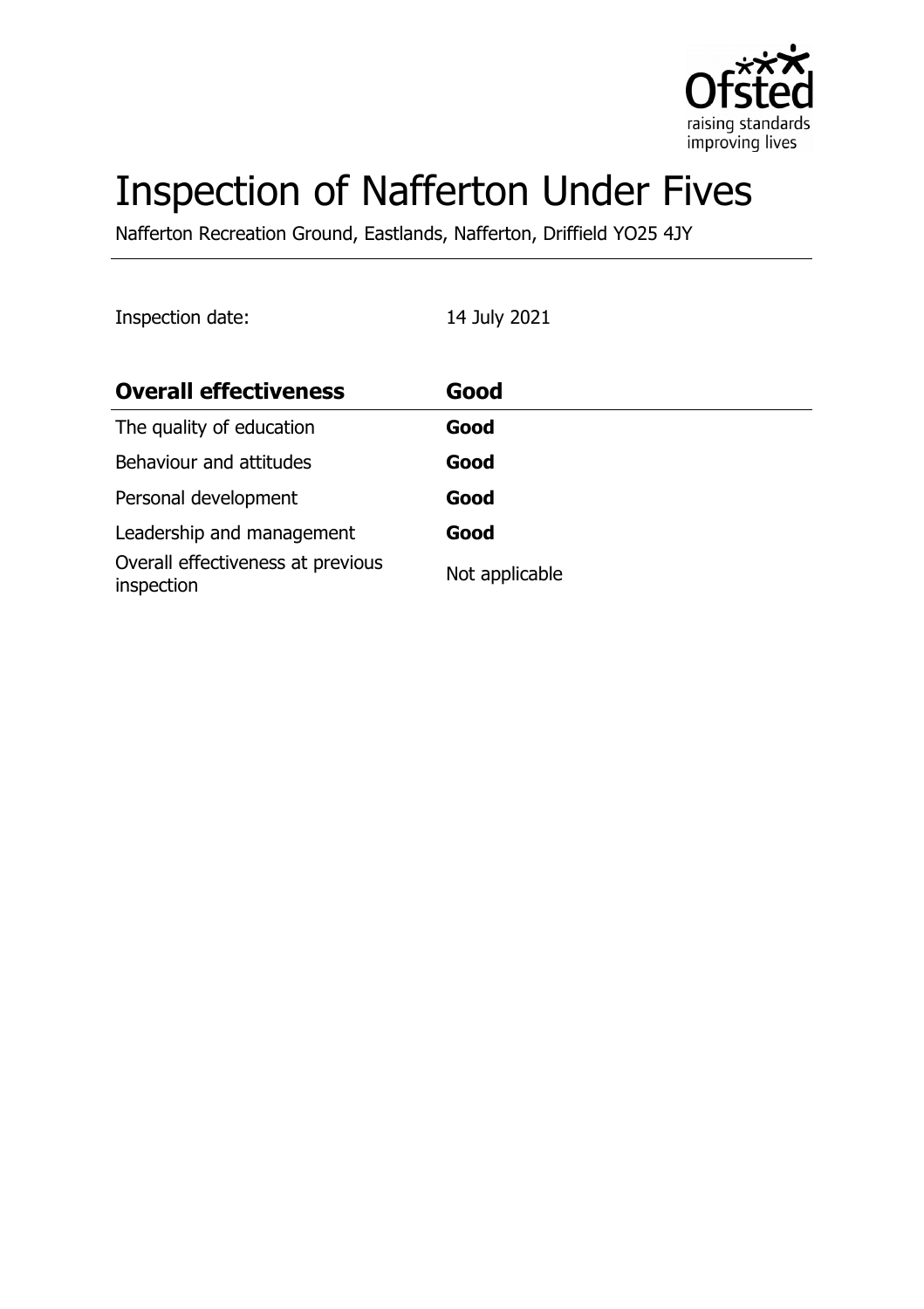# Inspection of Nafferton Under Fives

Nafferton Recreation Ground, Eastlands, Nafferton, Driffield YO25 4JY

Inspection date: 14 July 2021

| **Overall effectiveness** | **Good** |
| --- | --- |
| The quality of education | **Good** |
| Behaviour and attitudes | **Good** |
| Personal development | **Good** |
| Leadership and management | **Good** |
| Overall effectiveness at previous inspection | Not applicable |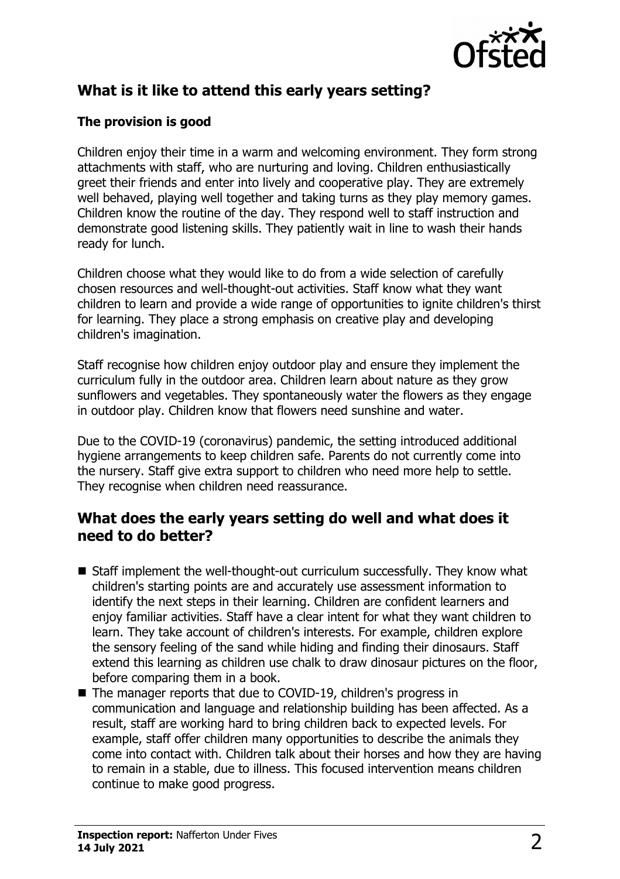## What is it like to attend this early years setting?

### The provision is good

Children enjoy their time in a warm and welcoming environment. They form strong attachments with staff, who are nurturing and loving. Children enthusiastically greet their friends and enter into lively and cooperative play. They are extremely well behaved, playing well together and taking turns as they play memory games. Children know the routine of the day. They respond well to staff instruction and demonstrate good listening skills. They patiently wait in line to wash their hands ready for lunch.

Children choose what they would like to do from a wide selection of carefully chosen resources and well-thought-out activities. Staff know what they want children to learn and provide a wide range of opportunities to ignite children's thirst for learning. They place a strong emphasis on creative play and developing children's imagination.

Staff recognise how children enjoy outdoor play and ensure they implement the curriculum fully in the outdoor area. Children learn about nature as they grow sunflowers and vegetables. They spontaneously water the flowers as they engage in outdoor play. Children know that flowers need sunshine and water.

Due to the COVID-19 (coronavirus) pandemic, the setting introduced additional hygiene arrangements to keep children safe. Parents do not currently come into the nursery. Staff give extra support to children who need more help to settle. They recognise when children need reassurance.

## What does the early years setting do well and what does it need to do better?

- Staff implement the well-thought-out curriculum successfully. They know what children's starting points are and accurately use assessment information to identify the next steps in their learning. Children are confident learners and enjoy familiar activities. Staff have a clear intent for what they want children to learn. They take account of children's interests. For example, children explore the sensory feeling of the sand while hiding and finding their dinosaurs. Staff extend this learning as children use chalk to draw dinosaur pictures on the floor, before comparing them in a book.
- The manager reports that due to COVID-19, children's progress in communication and language and relationship building has been affected. As a result, staff are working hard to bring children back to expected levels. For example, staff offer children many opportunities to describe the animals they come into contact with. Children talk about their horses and how they are having to remain in a stable, due to illness. This focused intervention means children continue to make good progress.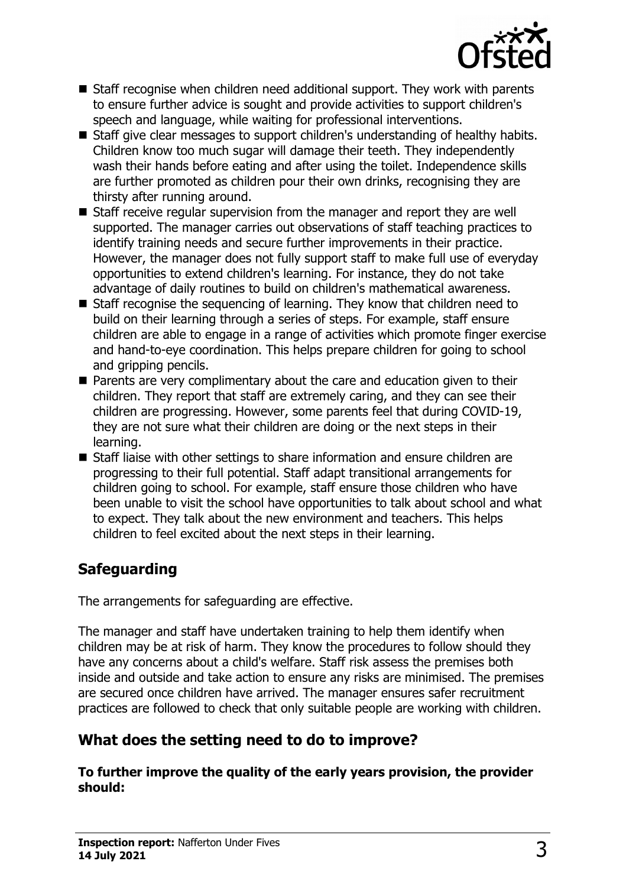- Staff recognise when children need additional support. They work with parents to ensure further advice is sought and provide activities to support children's speech and language, while waiting for professional interventions.
- Staff give clear messages to support children's understanding of healthy habits. Children know too much sugar will damage their teeth. They independently wash their hands before eating and after using the toilet. Independence skills are further promoted as children pour their own drinks, recognising they are thirsty after running around.
- Staff receive regular supervision from the manager and report they are well supported. The manager carries out observations of staff teaching practices to identify training needs and secure further improvements in their practice. However, the manager does not fully support staff to make full use of everyday opportunities to extend children's learning. For instance, they do not take advantage of daily routines to build on children's mathematical awareness.
- Staff recognise the sequencing of learning. They know that children need to build on their learning through a series of steps. For example, staff ensure children are able to engage in a range of activities which promote finger exercise and hand-to-eye coordination. This helps prepare children for going to school and gripping pencils.
- Parents are very complimentary about the care and education given to their children. They report that staff are extremely caring, and they can see their children are progressing. However, some parents feel that during COVID-19, they are not sure what their children are doing or the next steps in their learning.
- Staff liaise with other settings to share information and ensure children are progressing to their full potential. Staff adapt transitional arrangements for children going to school. For example, staff ensure those children who have been unable to visit the school have opportunities to talk about school and what to expect. They talk about the new environment and teachers. This helps children to feel excited about the next steps in their learning.

## Safeguarding

The arrangements for safeguarding are effective.

The manager and staff have undertaken training to help them identify when children may be at risk of harm. They know the procedures to follow should they have any concerns about a child's welfare. Staff risk assess the premises both inside and outside and take action to ensure any risks are minimised. The premises are secured once children have arrived. The manager ensures safer recruitment practices are followed to check that only suitable people are working with children.

## What does the setting need to do to improve?

**To further improve the quality of the early years provision, the provider should:**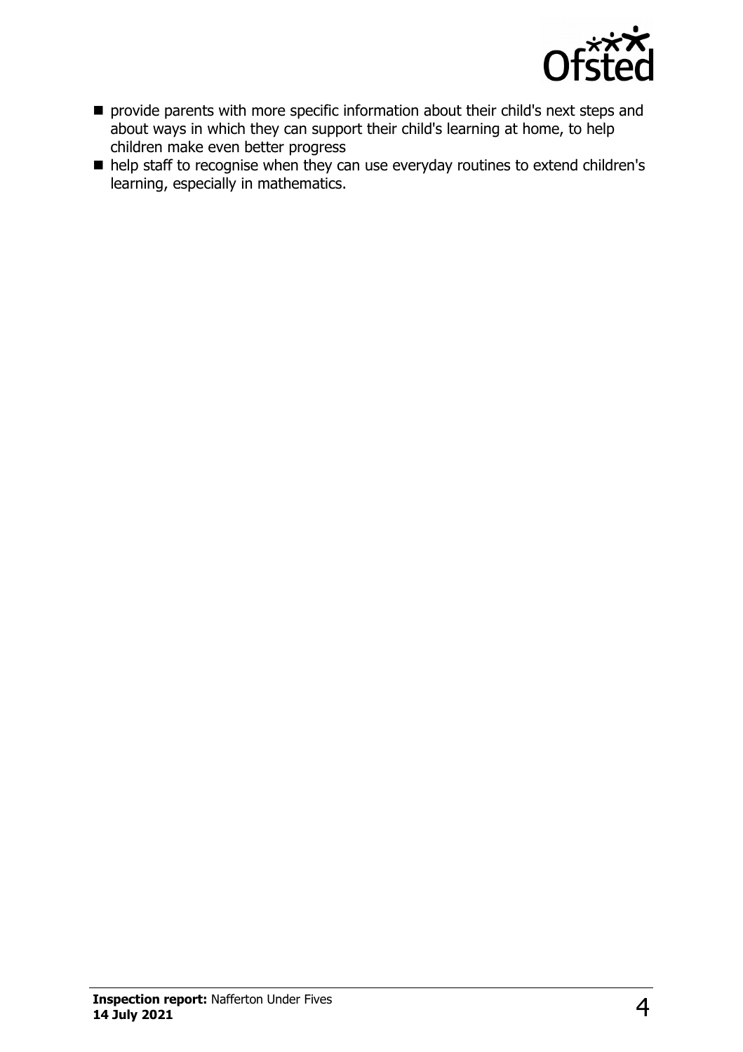- provide parents with more specific information about their child's next steps and about ways in which they can support their child's learning at home, to help children make even better progress
- help staff to recognise when they can use everyday routines to extend children's learning, especially in mathematics.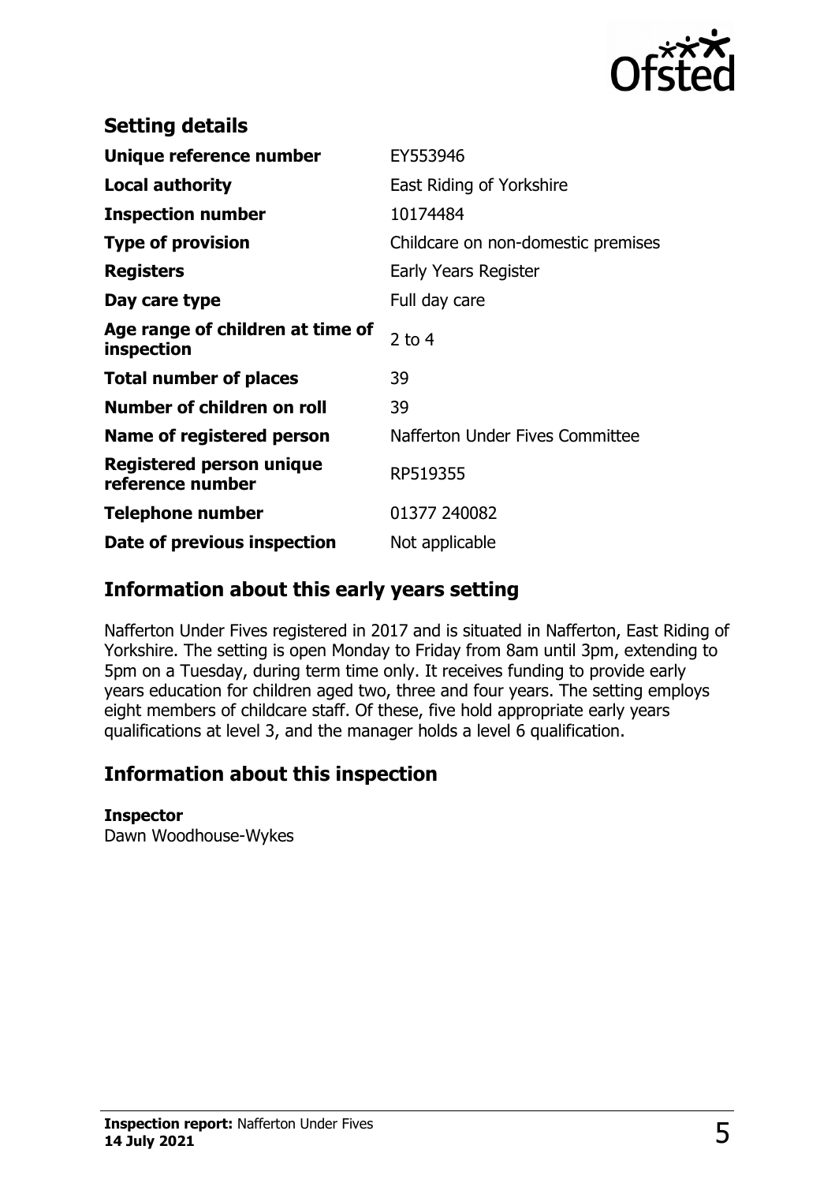## Setting details

| | |
|---|---|
| **Unique reference number** | EY553946 |
| **Local authority** | East Riding of Yorkshire |
| **Inspection number** | 10174484 |
| **Type of provision** | Childcare on non-domestic premises |
| **Registers** | Early Years Register |
| **Day care type** | Full day care |
| **Age range of children at time of inspection** | 2 to 4 |
| **Total number of places** | 39 |
| **Number of children on roll** | 39 |
| **Name of registered person** | Nafferton Under Fives Committee |
| **Registered person unique reference number** | RP519355 |
| **Telephone number** | 01377 240082 |
| **Date of previous inspection** | Not applicable |

## Information about this early years setting

Nafferton Under Fives registered in 2017 and is situated in Nafferton, East Riding of Yorkshire. The setting is open Monday to Friday from 8am until 3pm, extending to 5pm on a Tuesday, during term time only. It receives funding to provide early years education for children aged two, three and four years. The setting employs eight members of childcare staff. Of these, five hold appropriate early years qualifications at level 3, and the manager holds a level 6 qualification.

## Information about this inspection

**Inspector**
Dawn Woodhouse-Wykes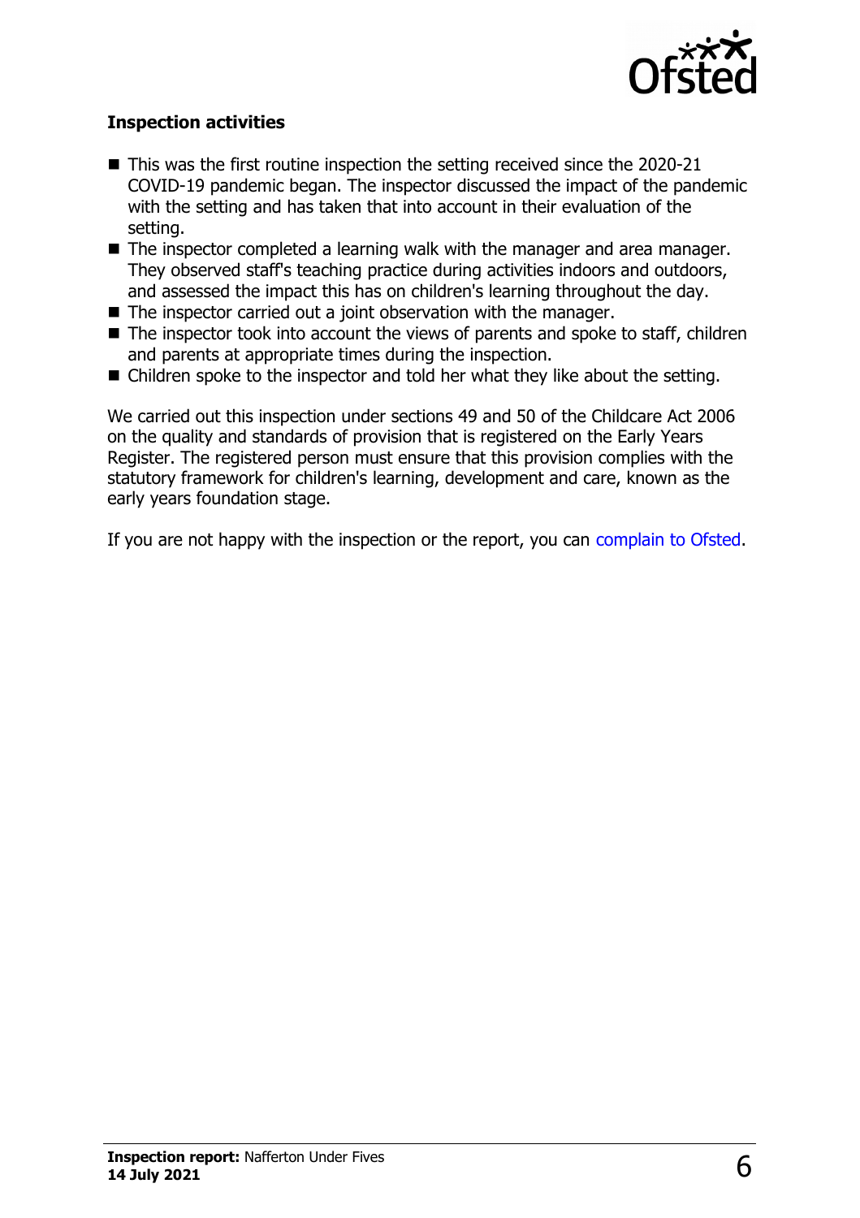**Inspection activities**

- This was the first routine inspection the setting received since the 2020-21 COVID-19 pandemic began. The inspector discussed the impact of the pandemic with the setting and has taken that into account in their evaluation of the setting.
- The inspector completed a learning walk with the manager and area manager. They observed staff's teaching practice during activities indoors and outdoors, and assessed the impact this has on children's learning throughout the day.
- The inspector carried out a joint observation with the manager.
- The inspector took into account the views of parents and spoke to staff, children and parents at appropriate times during the inspection.
- Children spoke to the inspector and told her what they like about the setting.

We carried out this inspection under sections 49 and 50 of the Childcare Act 2006 on the quality and standards of provision that is registered on the Early Years Register. The registered person must ensure that this provision complies with the statutory framework for children's learning, development and care, known as the early years foundation stage.

If you are not happy with the inspection or the report, you can complain to Ofsted.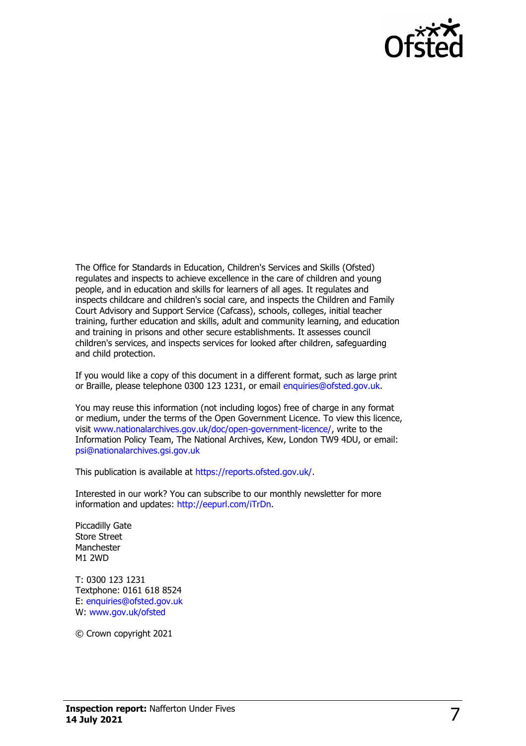The Office for Standards in Education, Children's Services and Skills (Ofsted) regulates and inspects to achieve excellence in the care of children and young people, and in education and skills for learners of all ages. It regulates and inspects childcare and children's social care, and inspects the Children and Family Court Advisory and Support Service (Cafcass), schools, colleges, initial teacher training, further education and skills, adult and community learning, and education and training in prisons and other secure establishments. It assesses council children's services, and inspects services for looked after children, safeguarding and child protection.

If you would like a copy of this document in a different format, such as large print or Braille, please telephone 0300 123 1231, or email enquiries@ofsted.gov.uk.

You may reuse this information (not including logos) free of charge in any format or medium, under the terms of the Open Government Licence. To view this licence, visit www.nationalarchives.gov.uk/doc/open-government-licence/, write to the Information Policy Team, The National Archives, Kew, London TW9 4DU, or email: psi@nationalarchives.gsi.gov.uk

This publication is available at https://reports.ofsted.gov.uk/.

Interested in our work? You can subscribe to our monthly newsletter for more information and updates: http://eepurl.com/iTrDn.

Piccadilly Gate
Store Street
Manchester
M1 2WD

T: 0300 123 1231
Textphone: 0161 618 8524
E: enquiries@ofsted.gov.uk
W: www.gov.uk/ofsted

© Crown copyright 2021